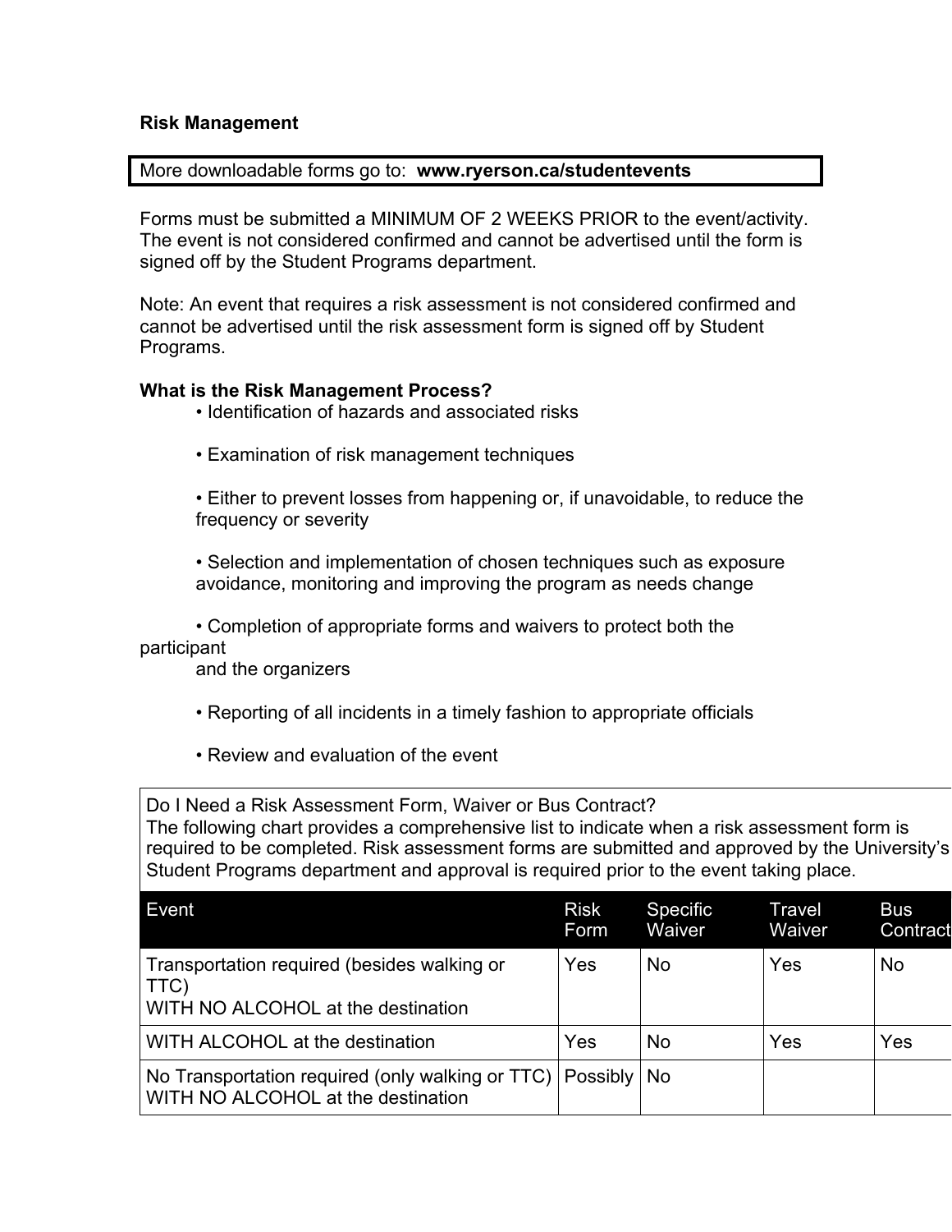**Risk Management**

More downloadable forms go to: **www.ryerson.ca/studentevents**

Forms must be submitted a MINIMUM OF 2 WEEKS PRIOR to the event/activity. The event is not considered confirmed and cannot be advertised until the form is signed off by the Student Programs department.

Note: An event that requires a risk assessment is not considered confirmed and cannot be advertised until the risk assessment form is signed off by Student Programs.

**What is the Risk Management Process?**

- Identification of hazards and associated risks
- Examination of risk management techniques
- Either to prevent losses from happening or, if unavoidable, to reduce the frequency or severity
- Selection and implementation of chosen techniques such as exposure avoidance, monitoring and improving the program as needs change
- Completion of appropriate forms and waivers to protect both the participant and the organizers
- Reporting of all incidents in a timely fashion to appropriate officials
- Review and evaluation of the event

Do I Need a Risk Assessment Form, Waiver or Bus Contract?
The following chart provides a comprehensive list to indicate when a risk assessment form is required to be completed. Risk assessment forms are submitted and approved by the University's Student Programs department and approval is required prior to the event taking place.

| Event | Risk Form | Specific Waiver | Travel Waiver | Bus Contract |
|---|---|---|---|---|
| Transportation required (besides walking or TTC) WITH NO ALCOHOL at the destination | Yes | No | Yes | No |
| WITH ALCOHOL at the destination | Yes | No | Yes | Yes |
| No Transportation required (only walking or TTC) WITH NO ALCOHOL at the destination | Possibly | No | | |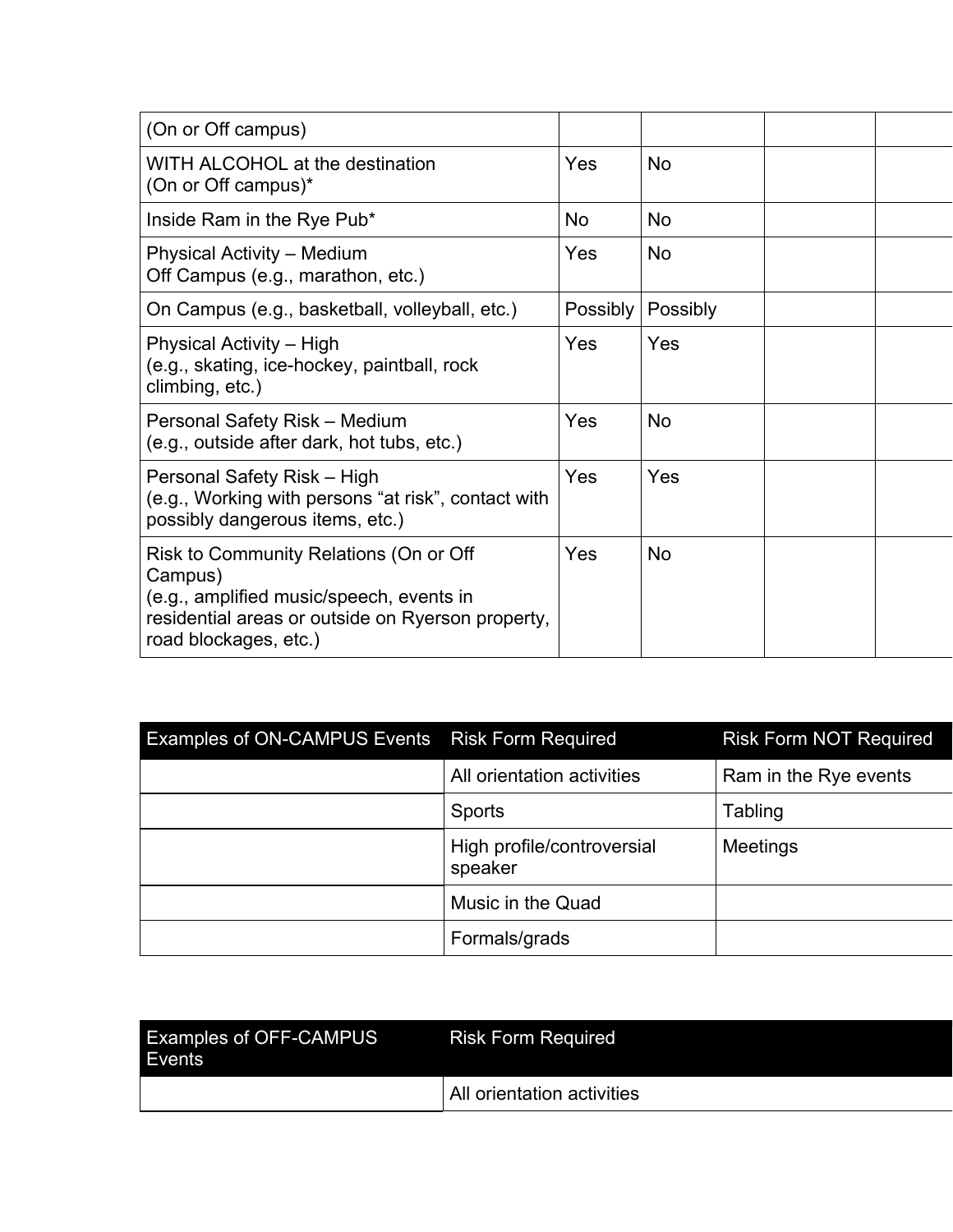| | | | | |
|---|---|---|---|---|
| (On or Off campus) | | | | |
| WITH ALCOHOL at the destination<br>(On or Off campus)* | Yes | No | | |
| Inside Ram in the Rye Pub* | No | No | | |
| Physical Activity – Medium<br>Off Campus (e.g., marathon, etc.) | Yes | No | | |
| On Campus (e.g., basketball, volleyball, etc.) | Possibly | Possibly | | |
| Physical Activity – High<br>(e.g., skating, ice-hockey, paintball, rock climbing, etc.) | Yes | Yes | | |
| Personal Safety Risk – Medium<br>(e.g., outside after dark, hot tubs, etc.) | Yes | No | | |
| Personal Safety Risk – High<br>(e.g., Working with persons "at risk", contact with possibly dangerous items, etc.) | Yes | Yes | | |
| Risk to Community Relations (On or Off Campus)<br>(e.g., amplified music/speech, events in residential areas or outside on Ryerson property, road blockages, etc.) | Yes | No | | |

| Examples of ON-CAMPUS Events | Risk Form Required | Risk Form NOT Required |
|---|---|---|
| | All orientation activities | Ram in the Rye events |
| | Sports | Tabling |
| | High profile/controversial speaker | Meetings |
| | Music in the Quad | |
| | Formals/grads | |

| Examples of OFF-CAMPUS Events | Risk Form Required |
|---|---|
| | All orientation activities |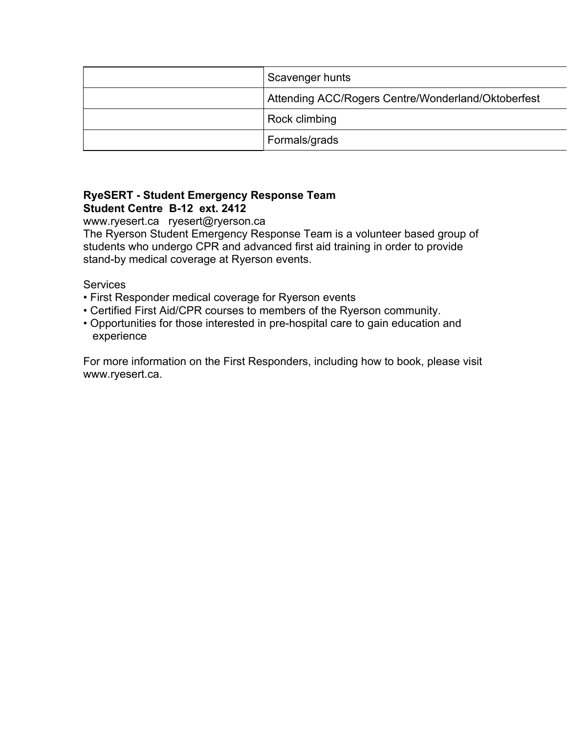| | |
|---|---|
| | Scavenger hunts |
| | Attending ACC/Rogers Centre/Wonderland/Oktoberfest |
| | Rock climbing |
| | Formals/grads |

**RyeSERT - Student Emergency Response Team**
**Student Centre B-12 ext. 2412**

www.ryesert.ca ryesert@ryerson.ca

The Ryerson Student Emergency Response Team is a volunteer based group of students who undergo CPR and advanced first aid training in order to provide stand-by medical coverage at Ryerson events.

Services

- First Responder medical coverage for Ryerson events
- Certified First Aid/CPR courses to members of the Ryerson community.
- Opportunities for those interested in pre-hospital care to gain education and experience

For more information on the First Responders, including how to book, please visit www.ryesert.ca.